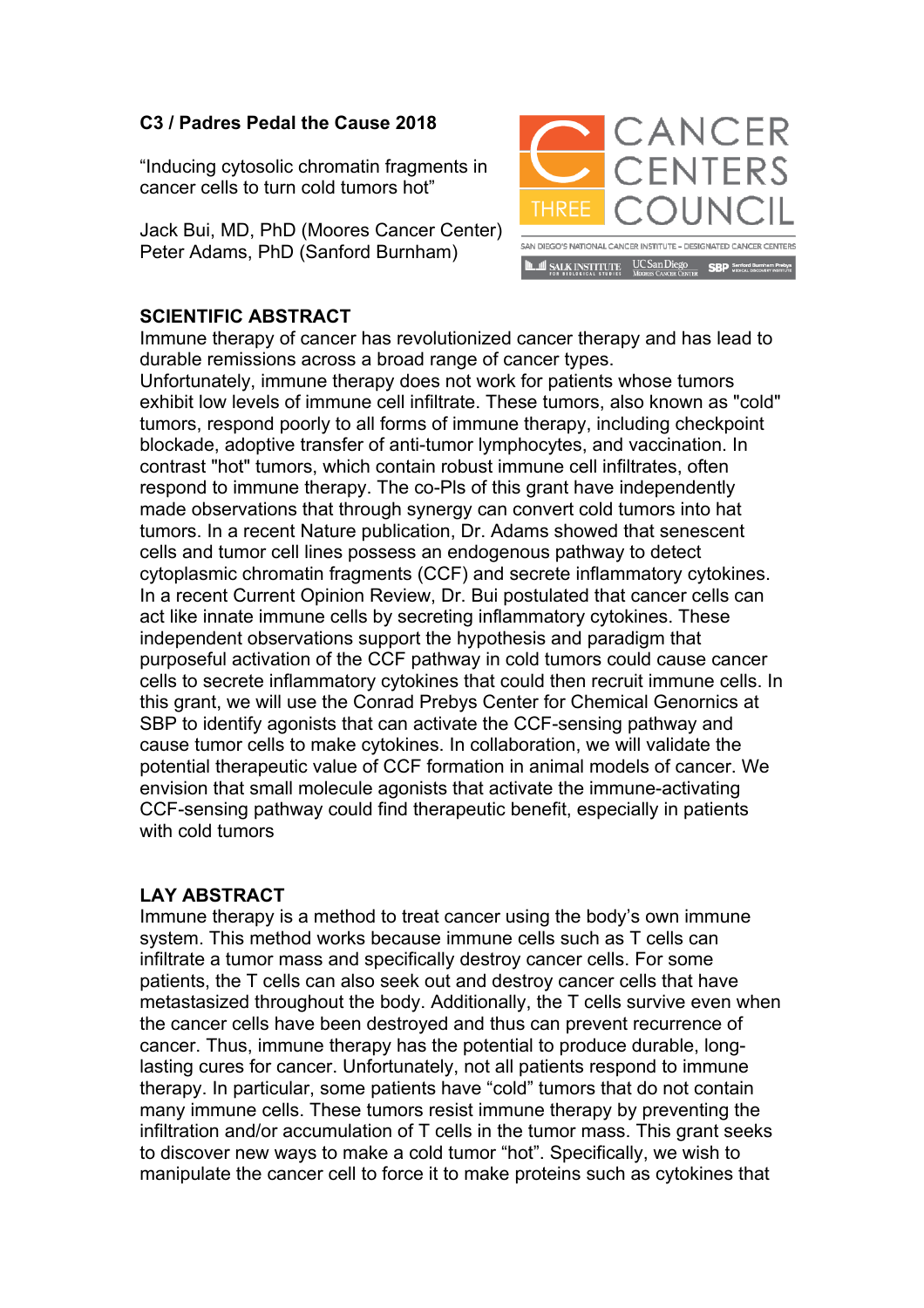**C3 / Padres Pedal the Cause 2018**

"Inducing cytosolic chromatin fragments in cancer cells to turn cold tumors hot"

Jack Bui, MD, PhD (Moores Cancer Center)
Peter Adams, PhD (Sanford Burnham)

CANCER CENTERS COUNCIL THREE

SAN DIEGO'S NATIONAL CANCER INSTITUTE – DESIGNATED CANCER CENTERS

SALK INSTITUTE FOR BIOLOGICAL STUDIES | UC San Diego Moores Cancer Center | SBP Sanford Burnham Prebys Medical Discovery Institute

## SCIENTIFIC ABSTRACT

Immune therapy of cancer has revolutionized cancer therapy and has lead to durable remissions across a broad range of cancer types.
Unfortunately, immune therapy does not work for patients whose tumors exhibit low levels of immune cell infiltrate. These tumors, also known as "cold" tumors, respond poorly to all forms of immune therapy, including checkpoint blockade, adoptive transfer of anti-tumor lymphocytes, and vaccination. In contrast "hot" tumors, which contain robust immune cell infiltrates, often respond to immune therapy. The co-PIs of this grant have independently made observations that through synergy can convert cold tumors into hat tumors. In a recent Nature publication, Dr. Adams showed that senescent cells and tumor cell lines possess an endogenous pathway to detect cytoplasmic chromatin fragments (CCF) and secrete inflammatory cytokines. In a recent Current Opinion Review, Dr. Bui postulated that cancer cells can act like innate immune cells by secreting inflammatory cytokines. These independent observations support the hypothesis and paradigm that purposeful activation of the CCF pathway in cold tumors could cause cancer cells to secrete inflammatory cytokines that could then recruit immune cells. In this grant, we will use the Conrad Prebys Center for Chemical Genornics at SBP to identify agonists that can activate the CCF-sensing pathway and cause tumor cells to make cytokines. In collaboration, we will validate the potential therapeutic value of CCF formation in animal models of cancer. We envision that small molecule agonists that activate the immune-activating CCF-sensing pathway could find therapeutic benefit, especially in patients with cold tumors

## LAY ABSTRACT

Immune therapy is a method to treat cancer using the body's own immune system. This method works because immune cells such as T cells can infiltrate a tumor mass and specifically destroy cancer cells. For some patients, the T cells can also seek out and destroy cancer cells that have metastasized throughout the body. Additionally, the T cells survive even when the cancer cells have been destroyed and thus can prevent recurrence of cancer. Thus, immune therapy has the potential to produce durable, long-lasting cures for cancer. Unfortunately, not all patients respond to immune therapy. In particular, some patients have "cold" tumors that do not contain many immune cells. These tumors resist immune therapy by preventing the infiltration and/or accumulation of T cells in the tumor mass. This grant seeks to discover new ways to make a cold tumor "hot". Specifically, we wish to manipulate the cancer cell to force it to make proteins such as cytokines that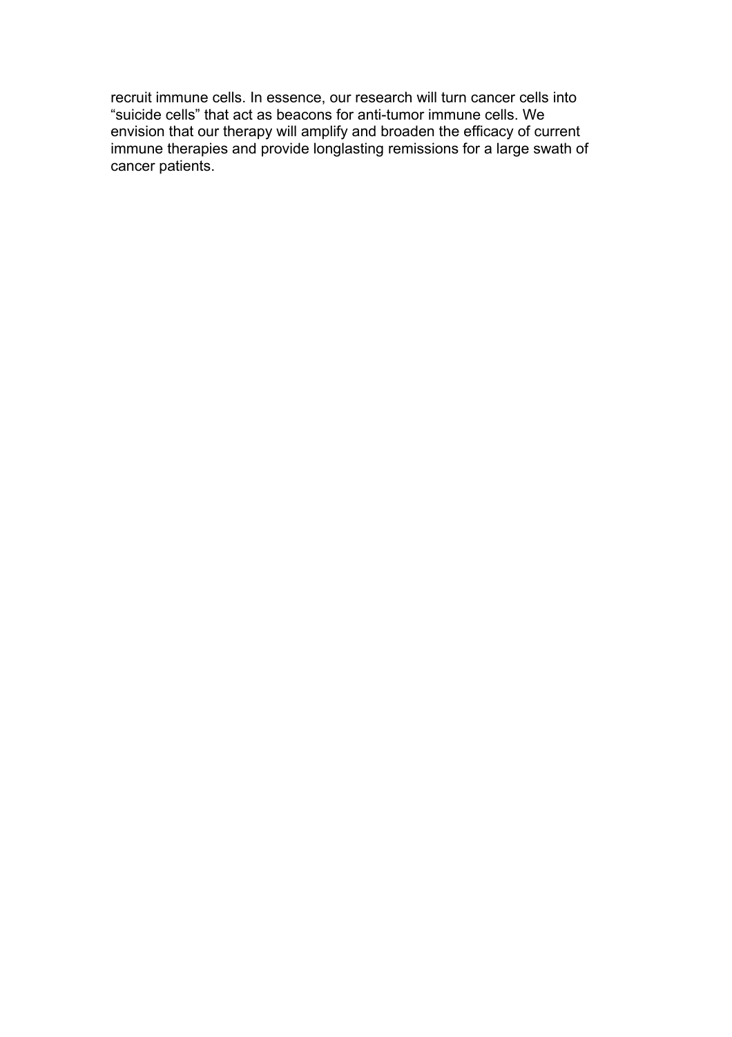recruit immune cells. In essence, our research will turn cancer cells into "suicide cells" that act as beacons for anti-tumor immune cells. We envision that our therapy will amplify and broaden the efficacy of current immune therapies and provide longlasting remissions for a large swath of cancer patients.